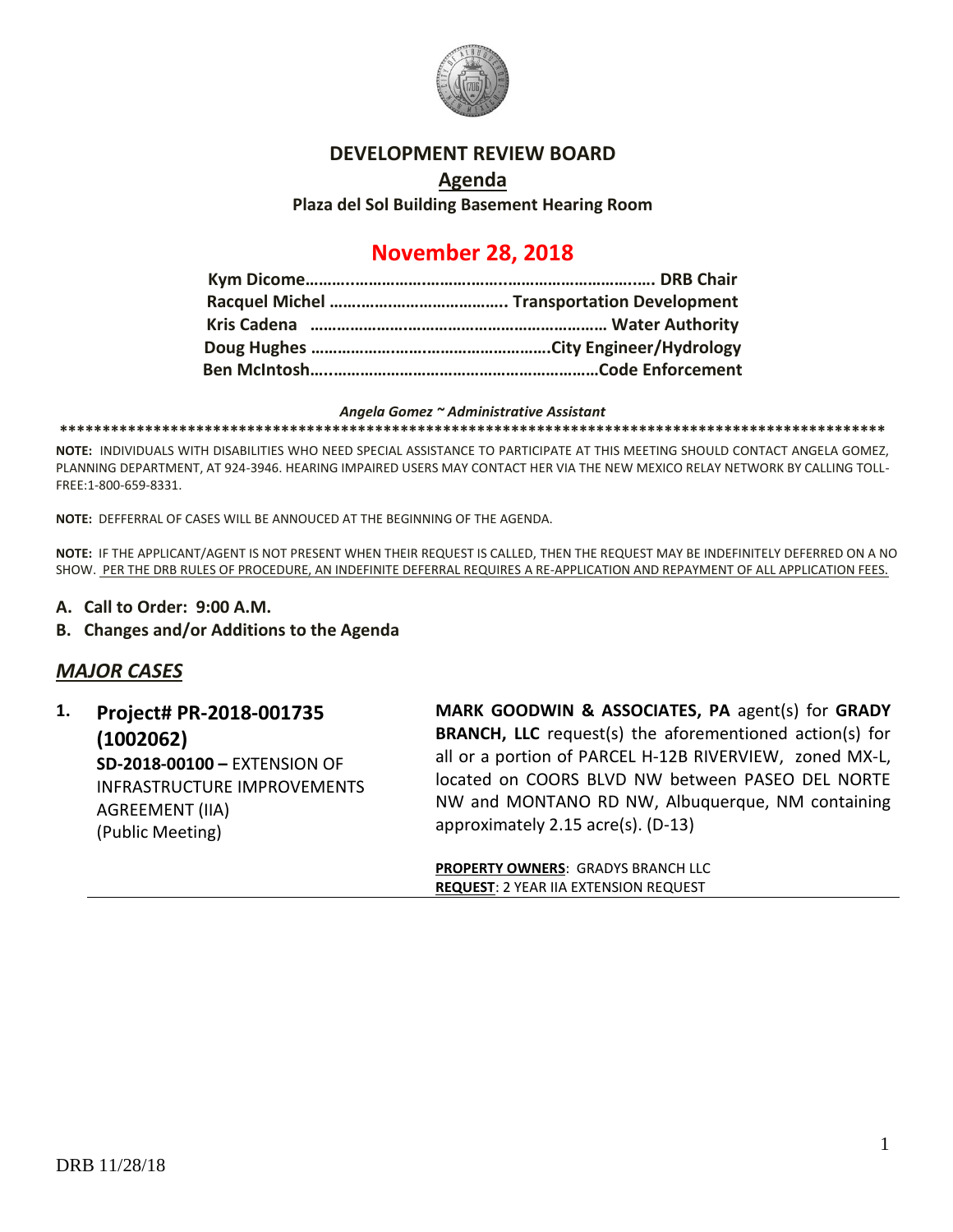# DEVELOPMENT REVIEW BOARD

## Agenda

**Plaza del Sol Building Basement Hearing Room**

## November 28, 2018

**Kym Dicome……………………………………………………………….. DRB Chair**
**Racquel Michel ………………………………….. Transportation Development**
**Kris Cadena ………………………………………………………… Water Authority**
**Doug Hughes ……………………………………………..City Engineer/Hydrology**
**Ben McIntosh…...……………………………………………………Code Enforcement**

***Angela Gomez ~ Administrative Assistant***

****************************************************************************************************

**NOTE:** INDIVIDUALS WITH DISABILITIES WHO NEED SPECIAL ASSISTANCE TO PARTICIPATE AT THIS MEETING SHOULD CONTACT ANGELA GOMEZ, PLANNING DEPARTMENT, AT 924-3946. HEARING IMPAIRED USERS MAY CONTACT HER VIA THE NEW MEXICO RELAY NETWORK BY CALLING TOLL-FREE:1-800-659-8331.

**NOTE:** DEFFERRAL OF CASES WILL BE ANNOUCED AT THE BEGINNING OF THE AGENDA.

**NOTE:** IF THE APPLICANT/AGENT IS NOT PRESENT WHEN THEIR REQUEST IS CALLED, THEN THE REQUEST MAY BE INDEFINITELY DEFERRED ON A NO SHOW. PER THE DRB RULES OF PROCEDURE, AN INDEFINITE DEFERRAL REQUIRES A RE-APPLICATION AND REPAYMENT OF ALL APPLICATION FEES.

**A. Call to Order: 9:00 A.M.**

**B. Changes and/or Additions to the Agenda**

## *MAJOR CASES*

**1. Project# PR-2018-001735 (1002062)**
**SD-2018-00100 –** EXTENSION OF INFRASTRUCTURE IMPROVEMENTS AGREEMENT (IIA)
(Public Meeting)

**MARK GOODWIN & ASSOCIATES, PA** agent(s) for **GRADY BRANCH, LLC** request(s) the aforementioned action(s) for all or a portion of PARCEL H-12B RIVERVIEW, zoned MX-L, located on COORS BLVD NW between PASEO DEL NORTE NW and MONTANO RD NW, Albuquerque, NM containing approximately 2.15 acre(s). (D-13)

**PROPERTY OWNERS**: GRADYS BRANCH LLC
**REQUEST**: 2 YEAR IIA EXTENSION REQUEST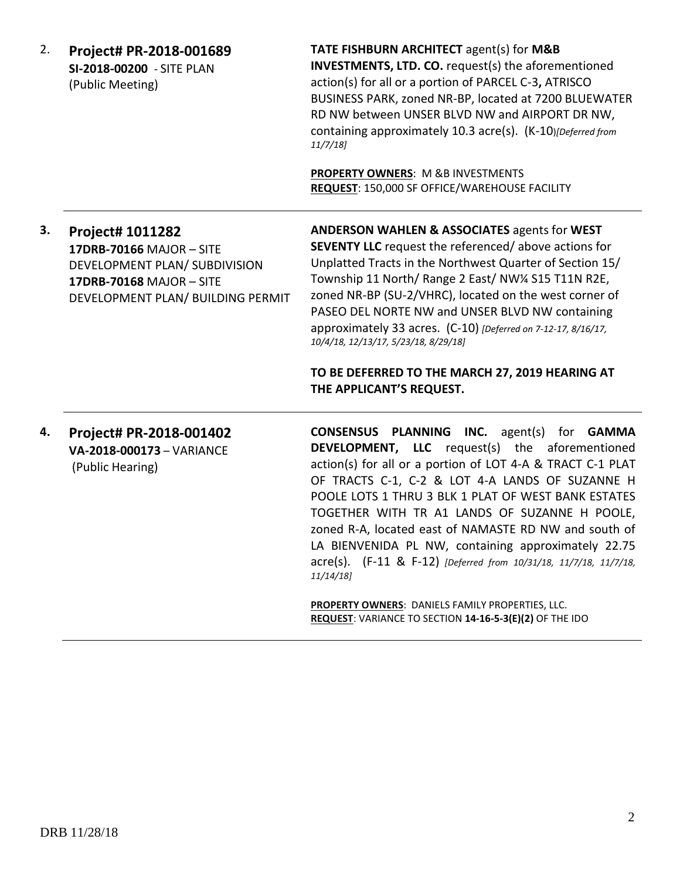2. **Project# PR-2018-001689**
**SI-2018-00200** - SITE PLAN
(Public Meeting)

**TATE FISHBURN ARCHITECT** agent(s) for **M&B INVESTMENTS, LTD. CO.** request(s) the aforementioned action(s) for all or a portion of PARCEL C-3**,** ATRISCO BUSINESS PARK, zoned NR-BP, located at 7200 BLUEWATER RD NW between UNSER BLVD NW and AIRPORT DR NW, containing approximately 10.3 acre(s). (K-10)*[Deferred from 11/7/18]*

**PROPERTY OWNERS**: M &B INVESTMENTS
**REQUEST**: 150,000 SF OFFICE/WAREHOUSE FACILITY

---

3. **Project# 1011282**
**17DRB-70166** MAJOR – SITE DEVELOPMENT PLAN/ SUBDIVISION
**17DRB-70168** MAJOR – SITE DEVELOPMENT PLAN/ BUILDING PERMIT

**ANDERSON WAHLEN & ASSOCIATES** agents for **WEST SEVENTY LLC** request the referenced/ above actions for Unplatted Tracts in the Northwest Quarter of Section 15/ Township 11 North/ Range 2 East/ NW¼ S15 T11N R2E, zoned NR-BP (SU-2/VHRC), located on the west corner of PASEO DEL NORTE NW and UNSER BLVD NW containing approximately 33 acres. (C-10) *[Deferred on 7-12-17, 8/16/17, 10/4/18, 12/13/17, 5/23/18, 8/29/18]*

**TO BE DEFERRED TO THE MARCH 27, 2019 HEARING AT THE APPLICANT'S REQUEST.**

---

4. **Project# PR-2018-001402**
**VA-2018-000173** – VARIANCE
(Public Hearing)

**CONSENSUS PLANNING INC.** agent(s) for **GAMMA DEVELOPMENT, LLC** request(s) the aforementioned action(s) for all or a portion of LOT 4-A & TRACT C-1 PLAT OF TRACTS C-1, C-2 & LOT 4-A LANDS OF SUZANNE H POOLE LOTS 1 THRU 3 BLK 1 PLAT OF WEST BANK ESTATES TOGETHER WITH TR A1 LANDS OF SUZANNE H POOLE, zoned R-A, located east of NAMASTE RD NW and south of LA BIENVENIDA PL NW, containing approximately 22.75 acre(s). (F-11 & F-12) *[Deferred from 10/31/18, 11/7/18, 11/7/18, 11/14/18]*

**PROPERTY OWNERS**: DANIELS FAMILY PROPERTIES, LLC.
**REQUEST**: VARIANCE TO SECTION **14-16-5-3(E)(2)** OF THE IDO

---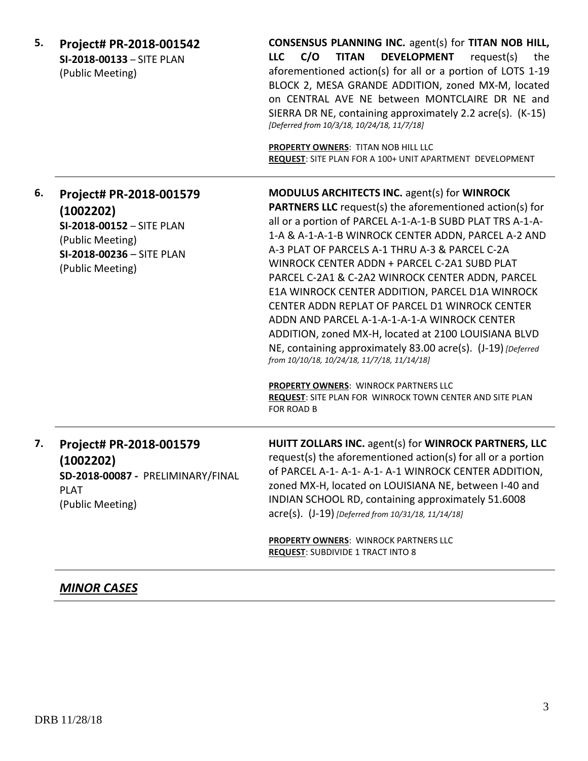5. **Project# PR-2018-001542**
   **SI-2018-00133** – SITE PLAN
   (Public Meeting)

   **CONSENSUS PLANNING INC.** agent(s) for **TITAN NOB HILL, LLC C/O TITAN DEVELOPMENT** request(s) the aforementioned action(s) for all or a portion of LOTS 1-19 BLOCK 2, MESA GRANDE ADDITION, zoned MX-M, located on CENTRAL AVE NE between MONTCLAIRE DR NE and SIERRA DR NE, containing approximately 2.2 acre(s). (K-15) *[Deferred from 10/3/18, 10/24/18, 11/7/18]*

   **PROPERTY OWNERS**: TITAN NOB HILL LLC
   **REQUEST**: SITE PLAN FOR A 100+ UNIT APARTMENT DEVELOPMENT

---

6. **Project# PR-2018-001579 (1002202)**
   **SI-2018-00152** – SITE PLAN
   (Public Meeting)
   **SI-2018-00236** – SITE PLAN
   (Public Meeting)

   **MODULUS ARCHITECTS INC.** agent(s) for **WINROCK PARTNERS LLC** request(s) the aforementioned action(s) for all or a portion of PARCEL A-1-A-1-B SUBD PLAT TRS A-1-A-1-A & A-1-A-1-B WINROCK CENTER ADDN, PARCEL A-2 AND A-3 PLAT OF PARCELS A-1 THRU A-3 & PARCEL C-2A WINROCK CENTER ADDN + PARCEL C-2A1 SUBD PLAT PARCEL C-2A1 & C-2A2 WINROCK CENTER ADDN, PARCEL E1A WINROCK CENTER ADDITION, PARCEL D1A WINROCK CENTER ADDN REPLAT OF PARCEL D1 WINROCK CENTER ADDN AND PARCEL A-1-A-1-A-1-A WINROCK CENTER ADDITION, zoned MX-H, located at 2100 LOUISIANA BLVD NE, containing approximately 83.00 acre(s). (J-19) *[Deferred from 10/10/18, 10/24/18, 11/7/18, 11/14/18]*

   **PROPERTY OWNERS**: WINROCK PARTNERS LLC
   **REQUEST**: SITE PLAN FOR WINROCK TOWN CENTER AND SITE PLAN FOR ROAD B

---

7. **Project# PR-2018-001579 (1002202)**
   **SD-2018-00087 -** PRELIMINARY/FINAL PLAT
   (Public Meeting)

   **HUITT ZOLLARS INC.** agent(s) for **WINROCK PARTNERS, LLC** request(s) the aforementioned action(s) for all or a portion of PARCEL A-1- A-1- A-1- A-1 WINROCK CENTER ADDITION, zoned MX-H, located on LOUISIANA NE, between I-40 and INDIAN SCHOOL RD, containing approximately 51.6008 acre(s). (J-19) *[Deferred from 10/31/18, 11/14/18]*

   **PROPERTY OWNERS**: WINROCK PARTNERS LLC
   **REQUEST**: SUBDIVIDE 1 TRACT INTO 8

---

## ***MINOR CASES***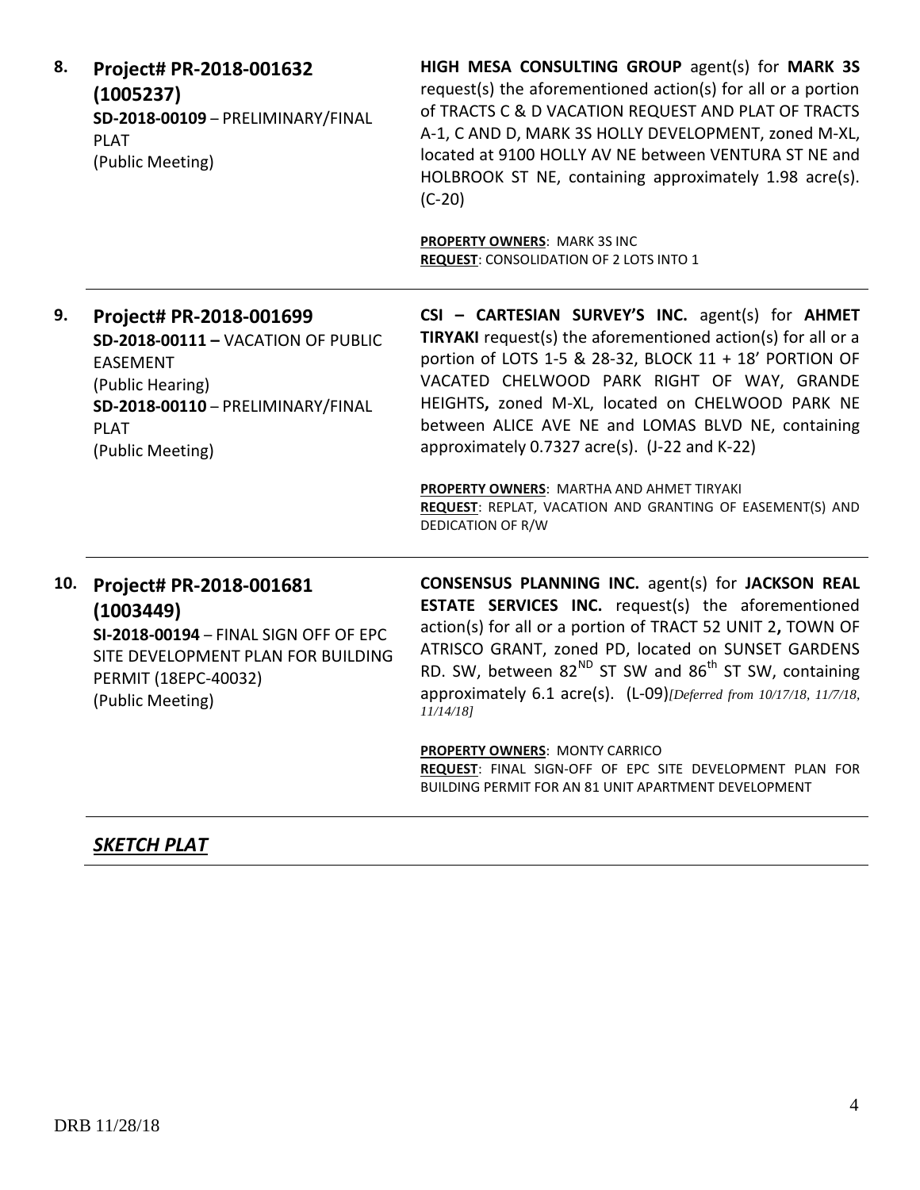**8. Project# PR-2018-001632 (1005237)**
**SD-2018-00109** – PRELIMINARY/FINAL PLAT
(Public Meeting)

**HIGH MESA CONSULTING GROUP** agent(s) for **MARK 3S** request(s) the aforementioned action(s) for all or a portion of TRACTS C & D VACATION REQUEST AND PLAT OF TRACTS A-1, C AND D, MARK 3S HOLLY DEVELOPMENT, zoned M-XL, located at 9100 HOLLY AV NE between VENTURA ST NE and HOLBROOK ST NE, containing approximately 1.98 acre(s). (C-20)

**PROPERTY OWNERS**: MARK 3S INC
**REQUEST**: CONSOLIDATION OF 2 LOTS INTO 1

---

**9. Project# PR-2018-001699**
**SD-2018-00111 –** VACATION OF PUBLIC EASEMENT
(Public Hearing)
**SD-2018-00110** – PRELIMINARY/FINAL PLAT
(Public Meeting)

**CSI – CARTESIAN SURVEY'S INC.** agent(s) for **AHMET TIRYAKI** request(s) the aforementioned action(s) for all or a portion of LOTS 1-5 & 28-32, BLOCK 11 + 18' PORTION OF VACATED CHELWOOD PARK RIGHT OF WAY, GRANDE HEIGHTS**,** zoned M-XL, located on CHELWOOD PARK NE between ALICE AVE NE and LOMAS BLVD NE, containing approximately 0.7327 acre(s). (J-22 and K-22)

**PROPERTY OWNERS**: MARTHA AND AHMET TIRYAKI
**REQUEST**: REPLAT, VACATION AND GRANTING OF EASEMENT(S) AND DEDICATION OF R/W

---

**10. Project# PR-2018-001681 (1003449)**
**SI-2018-00194** – FINAL SIGN OFF OF EPC SITE DEVELOPMENT PLAN FOR BUILDING PERMIT (18EPC-40032)
(Public Meeting)

**CONSENSUS PLANNING INC.** agent(s) for **JACKSON REAL ESTATE SERVICES INC.** request(s) the aforementioned action(s) for all or a portion of TRACT 52 UNIT 2**,** TOWN OF ATRISCO GRANT, zoned PD, located on SUNSET GARDENS RD. SW, between 82ND ST SW and 86th ST SW, containing approximately 6.1 acre(s). (L-09)*[Deferred from 10/17/18, 11/7/18, 11/14/18]*

**PROPERTY OWNERS**: MONTY CARRICO
**REQUEST**: FINAL SIGN-OFF OF EPC SITE DEVELOPMENT PLAN FOR BUILDING PERMIT FOR AN 81 UNIT APARTMENT DEVELOPMENT

---

## ***SKETCH PLAT***

DRB 11/28/18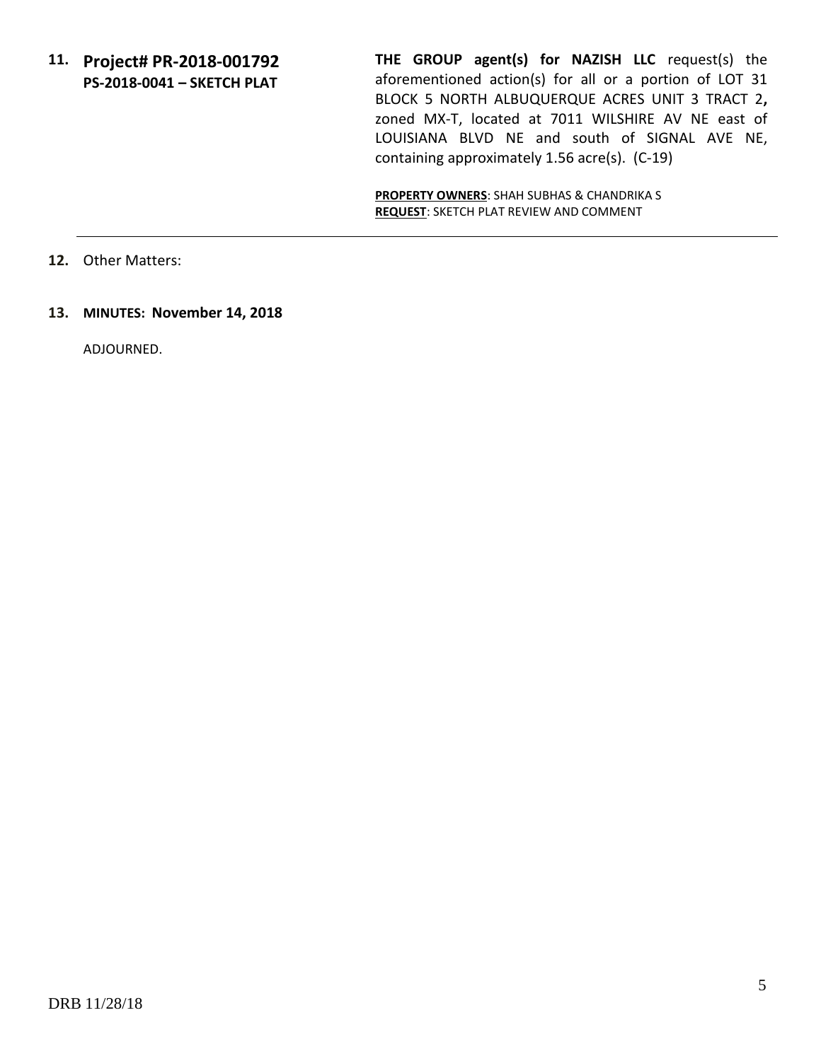**11. Project# PR-2018-001792**
**PS-2018-0041 – SKETCH PLAT**

**THE GROUP agent(s) for NAZISH LLC** request(s) the aforementioned action(s) for all or a portion of LOT 31 BLOCK 5 NORTH ALBUQUERQUE ACRES UNIT 3 TRACT 2**,** zoned MX-T, located at 7011 WILSHIRE AV NE east of LOUISIANA BLVD NE and south of SIGNAL AVE NE, containing approximately 1.56 acre(s). (C-19)

**PROPERTY OWNERS**: SHAH SUBHAS & CHANDRIKA S
**REQUEST**: SKETCH PLAT REVIEW AND COMMENT

---

**12.** Other Matters:

**13. MINUTES: November 14, 2018**

ADJOURNED.

DRB 11/28/18